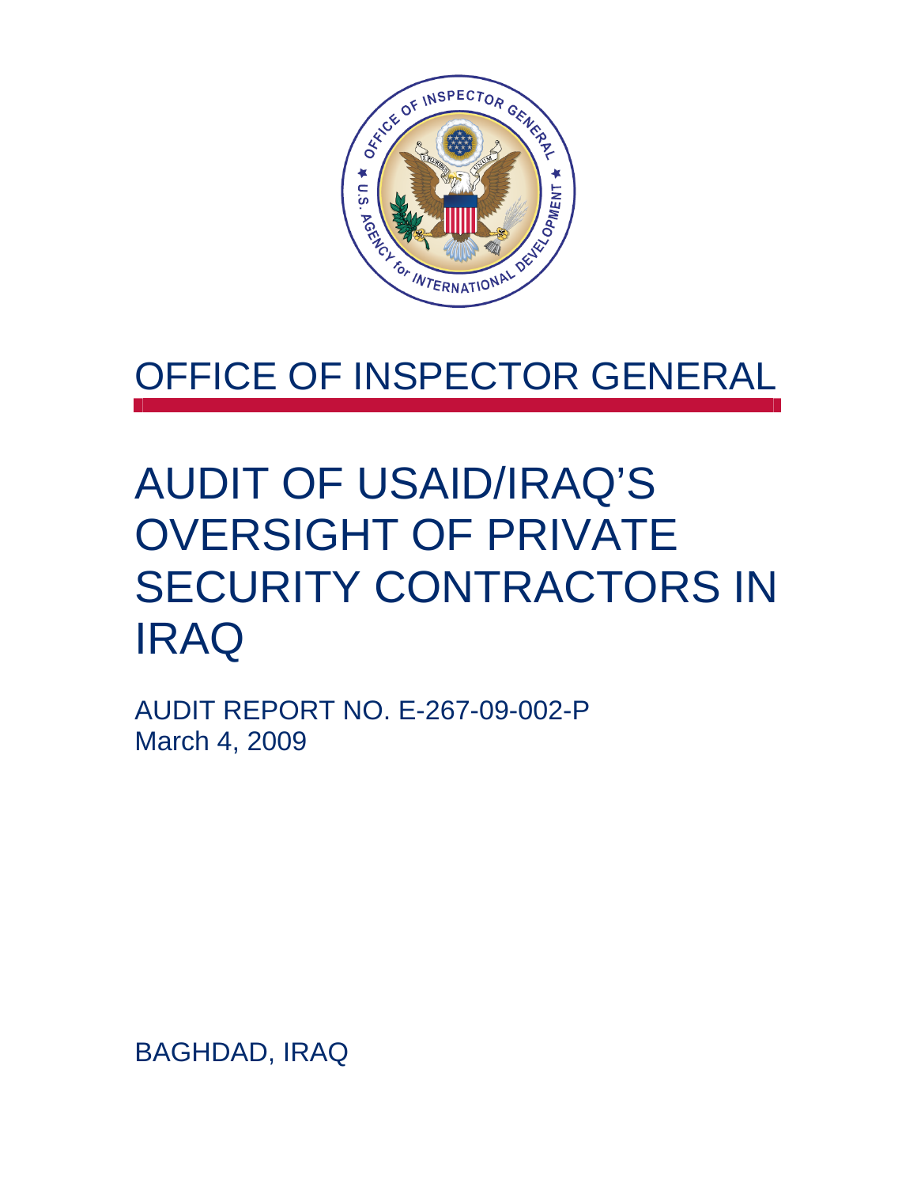# OFFICE OF INSPECTOR GENERAL

# AUDIT OF USAID/IRAQ'S OVERSIGHT OF PRIVATE SECURITY CONTRACTORS IN IRAQ

AUDIT REPORT NO. E-267-09-002-P
March 4, 2009

BAGHDAD, IRAQ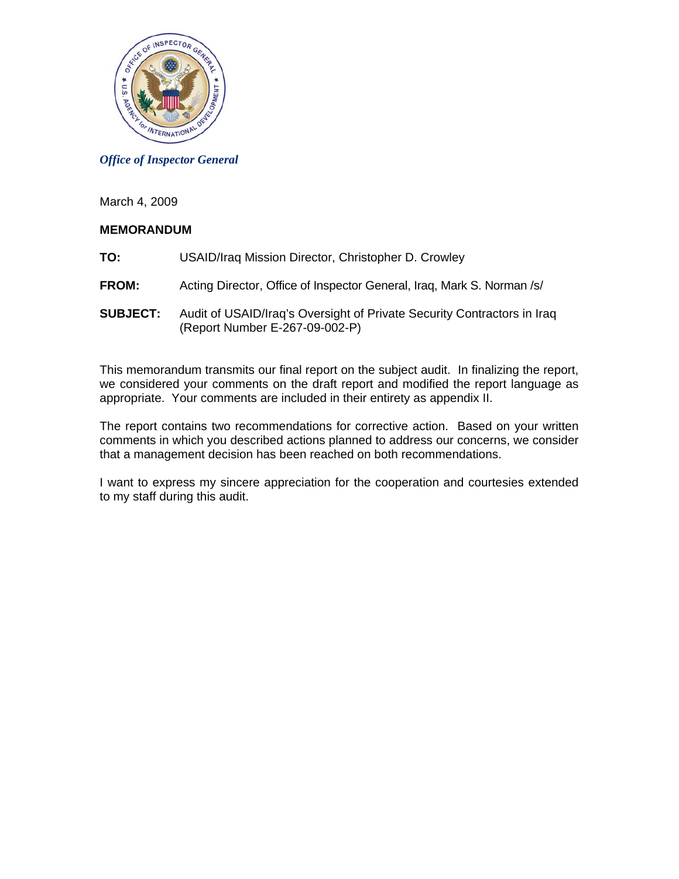*Office of Inspector General*

March 4, 2009

**MEMORANDUM**

**TO:** USAID/Iraq Mission Director, Christopher D. Crowley

**FROM:** Acting Director, Office of Inspector General, Iraq, Mark S. Norman /s/

**SUBJECT:** Audit of USAID/Iraq's Oversight of Private Security Contractors in Iraq (Report Number E-267-09-002-P)

This memorandum transmits our final report on the subject audit. In finalizing the report, we considered your comments on the draft report and modified the report language as appropriate. Your comments are included in their entirety as appendix II.

The report contains two recommendations for corrective action. Based on your written comments in which you described actions planned to address our concerns, we consider that a management decision has been reached on both recommendations.

I want to express my sincere appreciation for the cooperation and courtesies extended to my staff during this audit.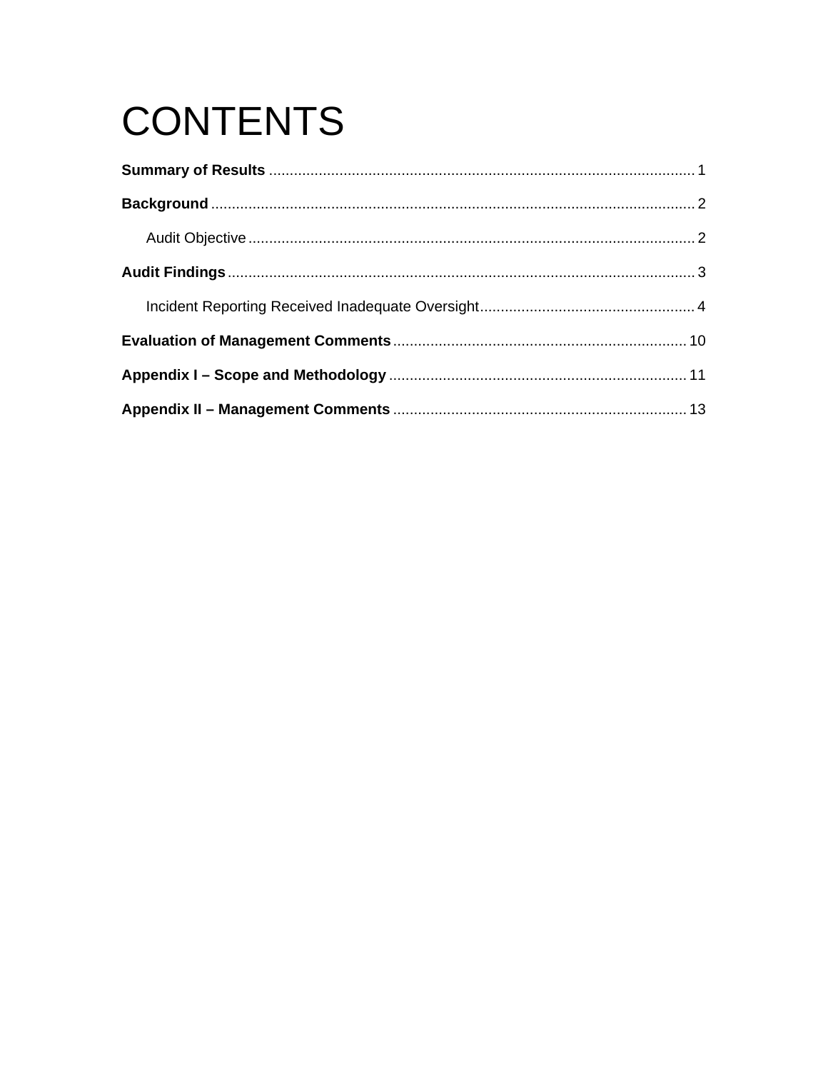# CONTENTS

**Summary of Results** .......................................................................................................... 1

**Background** .......................................................................................................................... 2

  Audit Objective ................................................................................................................ 2

**Audit Findings** ...................................................................................................................... 3

  Incident Reporting Received Inadequate Oversight..................................................... 4

**Evaluation of Management Comments** ........................................................................ 10

**Appendix I – Scope and Methodology** ........................................................................ 11

**Appendix II – Management Comments** ....................................................................... 13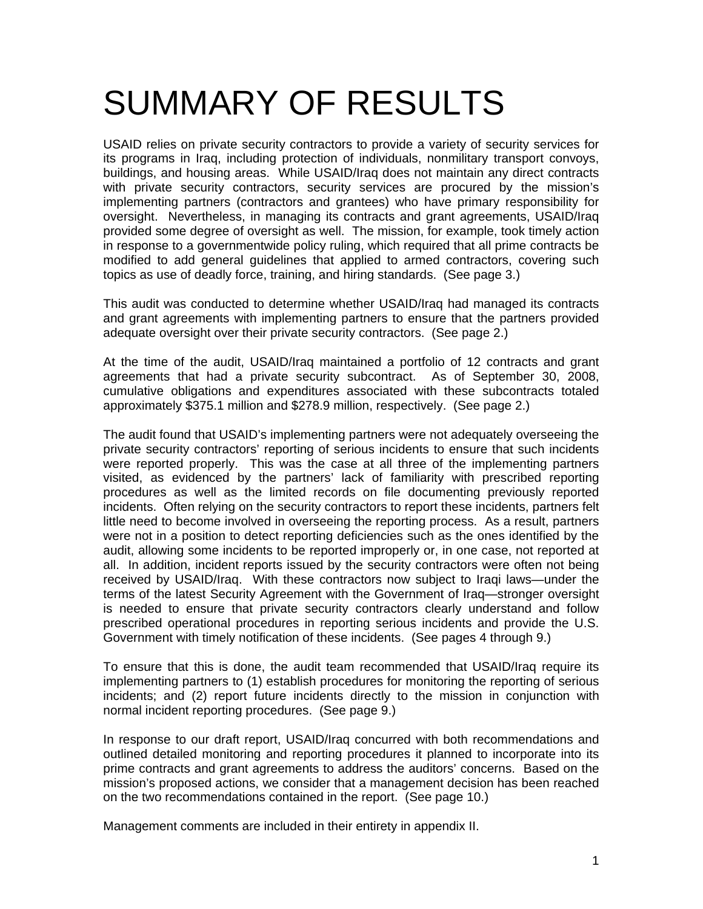# SUMMARY OF RESULTS

USAID relies on private security contractors to provide a variety of security services for its programs in Iraq, including protection of individuals, nonmilitary transport convoys, buildings, and housing areas. While USAID/Iraq does not maintain any direct contracts with private security contractors, security services are procured by the mission's implementing partners (contractors and grantees) who have primary responsibility for oversight. Nevertheless, in managing its contracts and grant agreements, USAID/Iraq provided some degree of oversight as well. The mission, for example, took timely action in response to a governmentwide policy ruling, which required that all prime contracts be modified to add general guidelines that applied to armed contractors, covering such topics as use of deadly force, training, and hiring standards. (See page 3.)

This audit was conducted to determine whether USAID/Iraq had managed its contracts and grant agreements with implementing partners to ensure that the partners provided adequate oversight over their private security contractors. (See page 2.)

At the time of the audit, USAID/Iraq maintained a portfolio of 12 contracts and grant agreements that had a private security subcontract. As of September 30, 2008, cumulative obligations and expenditures associated with these subcontracts totaled approximately $375.1 million and $278.9 million, respectively. (See page 2.)

The audit found that USAID's implementing partners were not adequately overseeing the private security contractors' reporting of serious incidents to ensure that such incidents were reported properly. This was the case at all three of the implementing partners visited, as evidenced by the partners' lack of familiarity with prescribed reporting procedures as well as the limited records on file documenting previously reported incidents. Often relying on the security contractors to report these incidents, partners felt little need to become involved in overseeing the reporting process. As a result, partners were not in a position to detect reporting deficiencies such as the ones identified by the audit, allowing some incidents to be reported improperly or, in one case, not reported at all. In addition, incident reports issued by the security contractors were often not being received by USAID/Iraq. With these contractors now subject to Iraqi laws—under the terms of the latest Security Agreement with the Government of Iraq—stronger oversight is needed to ensure that private security contractors clearly understand and follow prescribed operational procedures in reporting serious incidents and provide the U.S. Government with timely notification of these incidents. (See pages 4 through 9.)

To ensure that this is done, the audit team recommended that USAID/Iraq require its implementing partners to (1) establish procedures for monitoring the reporting of serious incidents; and (2) report future incidents directly to the mission in conjunction with normal incident reporting procedures. (See page 9.)

In response to our draft report, USAID/Iraq concurred with both recommendations and outlined detailed monitoring and reporting procedures it planned to incorporate into its prime contracts and grant agreements to address the auditors' concerns. Based on the mission's proposed actions, we consider that a management decision has been reached on the two recommendations contained in the report. (See page 10.)

Management comments are included in their entirety in appendix II.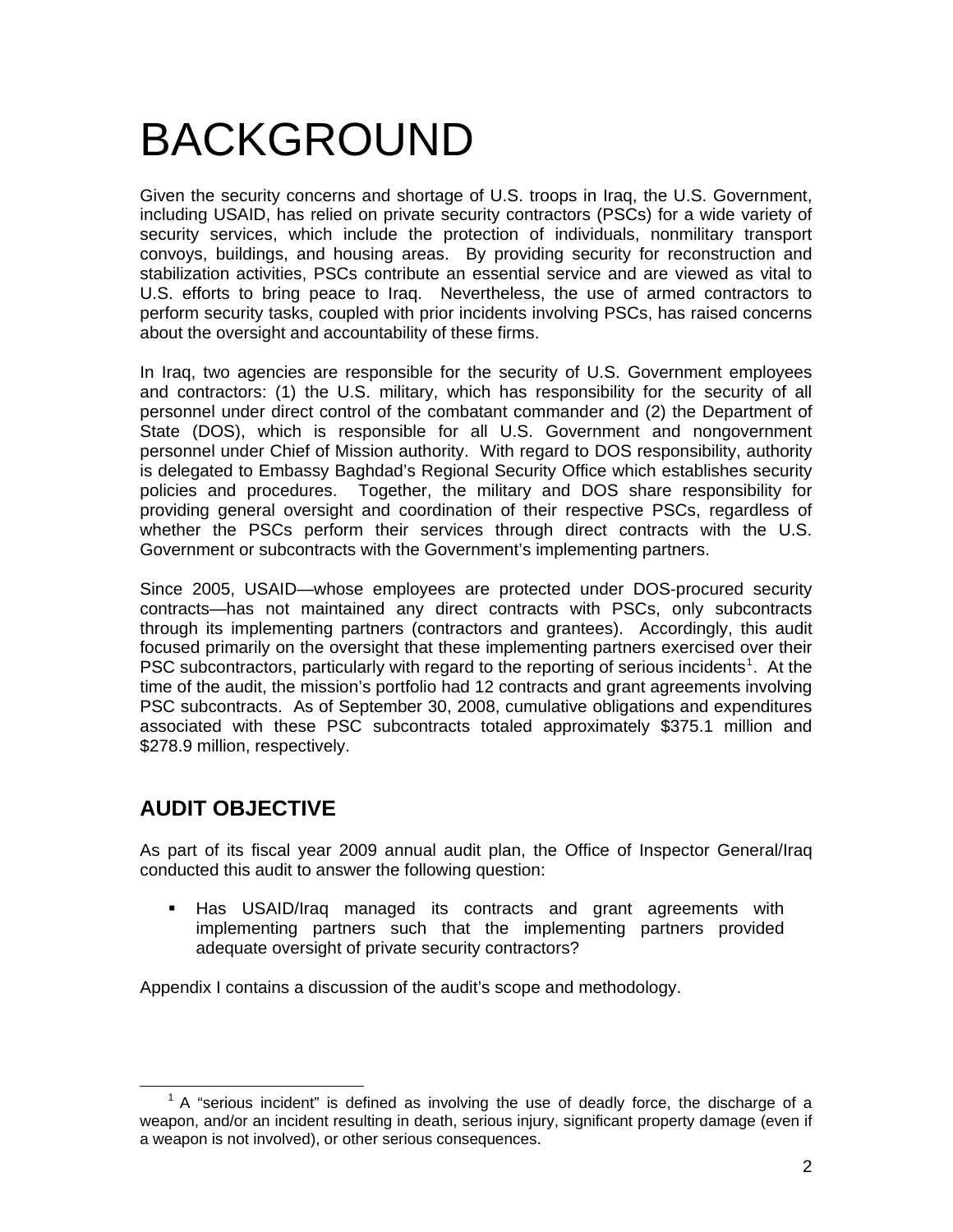# BACKGROUND

Given the security concerns and shortage of U.S. troops in Iraq, the U.S. Government, including USAID, has relied on private security contractors (PSCs) for a wide variety of security services, which include the protection of individuals, nonmilitary transport convoys, buildings, and housing areas. By providing security for reconstruction and stabilization activities, PSCs contribute an essential service and are viewed as vital to U.S. efforts to bring peace to Iraq. Nevertheless, the use of armed contractors to perform security tasks, coupled with prior incidents involving PSCs, has raised concerns about the oversight and accountability of these firms.

In Iraq, two agencies are responsible for the security of U.S. Government employees and contractors: (1) the U.S. military, which has responsibility for the security of all personnel under direct control of the combatant commander and (2) the Department of State (DOS), which is responsible for all U.S. Government and nongovernment personnel under Chief of Mission authority. With regard to DOS responsibility, authority is delegated to Embassy Baghdad's Regional Security Office which establishes security policies and procedures. Together, the military and DOS share responsibility for providing general oversight and coordination of their respective PSCs, regardless of whether the PSCs perform their services through direct contracts with the U.S. Government or subcontracts with the Government's implementing partners.

Since 2005, USAID—whose employees are protected under DOS-procured security contracts—has not maintained any direct contracts with PSCs, only subcontracts through its implementing partners (contractors and grantees). Accordingly, this audit focused primarily on the oversight that these implementing partners exercised over their PSC subcontractors, particularly with regard to the reporting of serious incidents[1]. At the time of the audit, the mission's portfolio had 12 contracts and grant agreements involving PSC subcontracts. As of September 30, 2008, cumulative obligations and expenditures associated with these PSC subcontracts totaled approximately $375.1 million and $278.9 million, respectively.

## AUDIT OBJECTIVE

As part of its fiscal year 2009 annual audit plan, the Office of Inspector General/Iraq conducted this audit to answer the following question:

- Has USAID/Iraq managed its contracts and grant agreements with implementing partners such that the implementing partners provided adequate oversight of private security contractors?

Appendix I contains a discussion of the audit's scope and methodology.

---

[1] A "serious incident" is defined as involving the use of deadly force, the discharge of a weapon, and/or an incident resulting in death, serious injury, significant property damage (even if a weapon is not involved), or other serious consequences.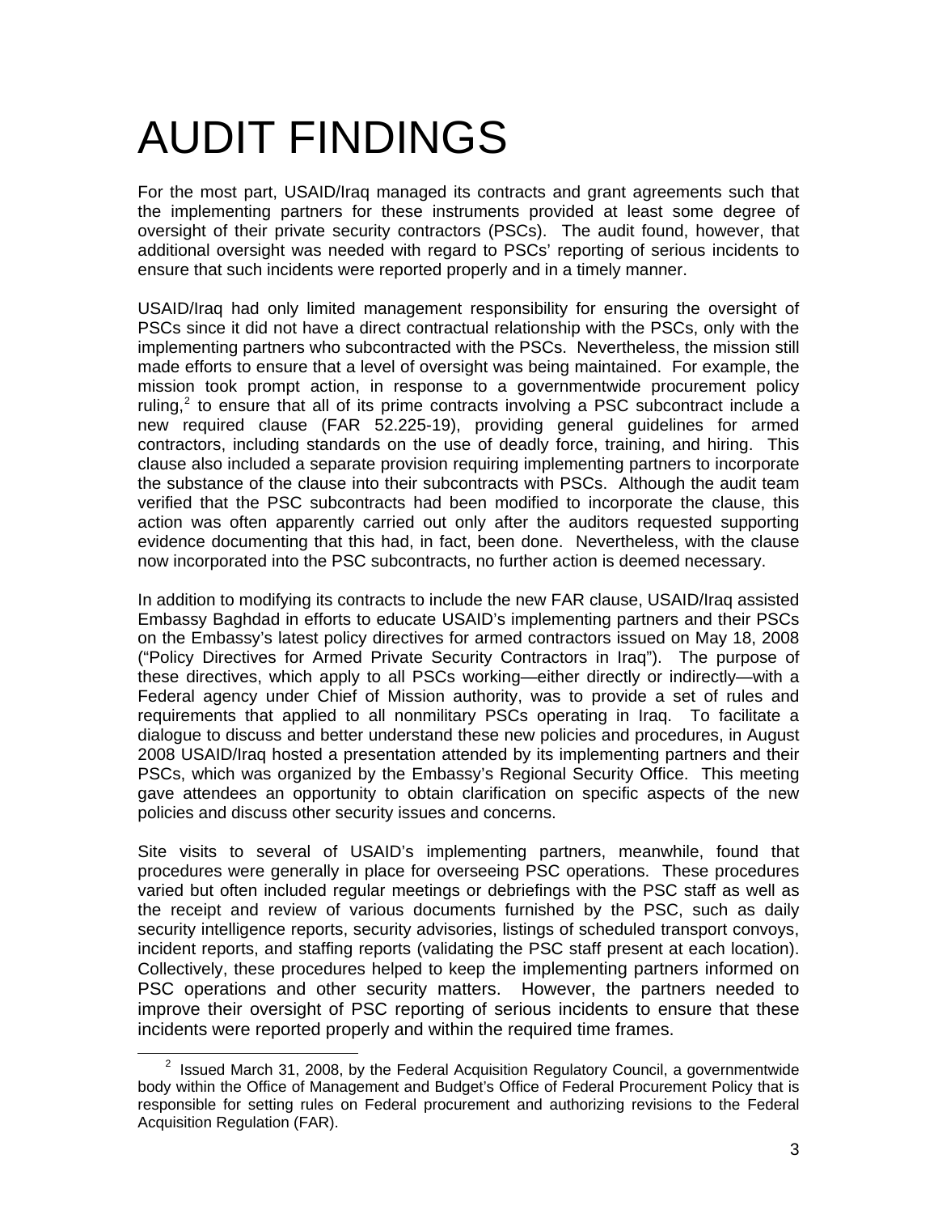# AUDIT FINDINGS

For the most part, USAID/Iraq managed its contracts and grant agreements such that the implementing partners for these instruments provided at least some degree of oversight of their private security contractors (PSCs). The audit found, however, that additional oversight was needed with regard to PSCs' reporting of serious incidents to ensure that such incidents were reported properly and in a timely manner.

USAID/Iraq had only limited management responsibility for ensuring the oversight of PSCs since it did not have a direct contractual relationship with the PSCs, only with the implementing partners who subcontracted with the PSCs. Nevertheless, the mission still made efforts to ensure that a level of oversight was being maintained. For example, the mission took prompt action, in response to a governmentwide procurement policy ruling,[2] to ensure that all of its prime contracts involving a PSC subcontract include a new required clause (FAR 52.225-19), providing general guidelines for armed contractors, including standards on the use of deadly force, training, and hiring. This clause also included a separate provision requiring implementing partners to incorporate the substance of the clause into their subcontracts with PSCs. Although the audit team verified that the PSC subcontracts had been modified to incorporate the clause, this action was often apparently carried out only after the auditors requested supporting evidence documenting that this had, in fact, been done. Nevertheless, with the clause now incorporated into the PSC subcontracts, no further action is deemed necessary.

In addition to modifying its contracts to include the new FAR clause, USAID/Iraq assisted Embassy Baghdad in efforts to educate USAID's implementing partners and their PSCs on the Embassy's latest policy directives for armed contractors issued on May 18, 2008 ("Policy Directives for Armed Private Security Contractors in Iraq"). The purpose of these directives, which apply to all PSCs working—either directly or indirectly—with a Federal agency under Chief of Mission authority, was to provide a set of rules and requirements that applied to all nonmilitary PSCs operating in Iraq. To facilitate a dialogue to discuss and better understand these new policies and procedures, in August 2008 USAID/Iraq hosted a presentation attended by its implementing partners and their PSCs, which was organized by the Embassy's Regional Security Office. This meeting gave attendees an opportunity to obtain clarification on specific aspects of the new policies and discuss other security issues and concerns.

Site visits to several of USAID's implementing partners, meanwhile, found that procedures were generally in place for overseeing PSC operations. These procedures varied but often included regular meetings or debriefings with the PSC staff as well as the receipt and review of various documents furnished by the PSC, such as daily security intelligence reports, security advisories, listings of scheduled transport convoys, incident reports, and staffing reports (validating the PSC staff present at each location). Collectively, these procedures helped to keep the implementing partners informed on PSC operations and other security matters. However, the partners needed to improve their oversight of PSC reporting of serious incidents to ensure that these incidents were reported properly and within the required time frames.

---

[2] Issued March 31, 2008, by the Federal Acquisition Regulatory Council, a governmentwide body within the Office of Management and Budget's Office of Federal Procurement Policy that is responsible for setting rules on Federal procurement and authorizing revisions to the Federal Acquisition Regulation (FAR).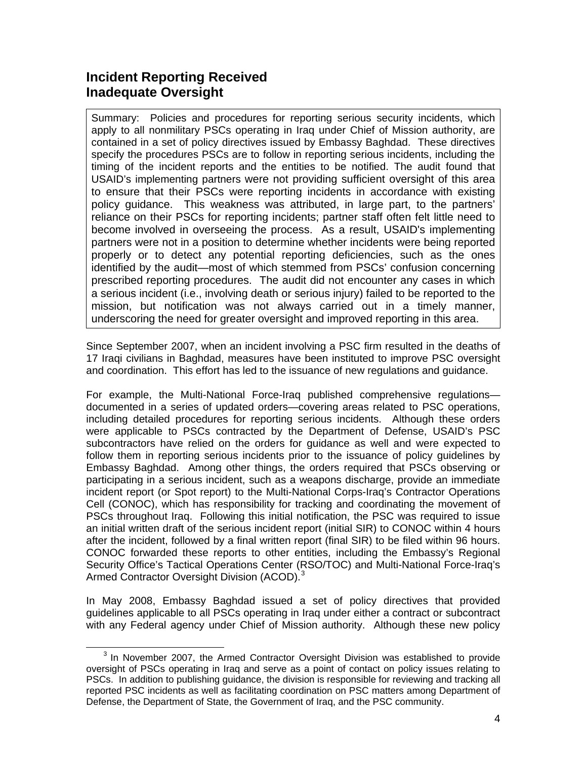## Incident Reporting Received Inadequate Oversight

> Summary: Policies and procedures for reporting serious security incidents, which apply to all nonmilitary PSCs operating in Iraq under Chief of Mission authority, are contained in a set of policy directives issued by Embassy Baghdad. These directives specify the procedures PSCs are to follow in reporting serious incidents, including the timing of the incident reports and the entities to be notified. The audit found that USAID's implementing partners were not providing sufficient oversight of this area to ensure that their PSCs were reporting incidents in accordance with existing policy guidance. This weakness was attributed, in large part, to the partners' reliance on their PSCs for reporting incidents; partner staff often felt little need to become involved in overseeing the process. As a result, USAID's implementing partners were not in a position to determine whether incidents were being reported properly or to detect any potential reporting deficiencies, such as the ones identified by the audit—most of which stemmed from PSCs' confusion concerning prescribed reporting procedures. The audit did not encounter any cases in which a serious incident (i.e., involving death or serious injury) failed to be reported to the mission, but notification was not always carried out in a timely manner, underscoring the need for greater oversight and improved reporting in this area.

Since September 2007, when an incident involving a PSC firm resulted in the deaths of 17 Iraqi civilians in Baghdad, measures have been instituted to improve PSC oversight and coordination. This effort has led to the issuance of new regulations and guidance.

For example, the Multi-National Force-Iraq published comprehensive regulations—documented in a series of updated orders—covering areas related to PSC operations, including detailed procedures for reporting serious incidents. Although these orders were applicable to PSCs contracted by the Department of Defense, USAID's PSC subcontractors have relied on the orders for guidance as well and were expected to follow them in reporting serious incidents prior to the issuance of policy guidelines by Embassy Baghdad. Among other things, the orders required that PSCs observing or participating in a serious incident, such as a weapons discharge, provide an immediate incident report (or Spot report) to the Multi-National Corps-Iraq's Contractor Operations Cell (CONOC), which has responsibility for tracking and coordinating the movement of PSCs throughout Iraq. Following this initial notification, the PSC was required to issue an initial written draft of the serious incident report (initial SIR) to CONOC within 4 hours after the incident, followed by a final written report (final SIR) to be filed within 96 hours. CONOC forwarded these reports to other entities, including the Embassy's Regional Security Office's Tactical Operations Center (RSO/TOC) and Multi-National Force-Iraq's Armed Contractor Oversight Division (ACOD).[3]

In May 2008, Embassy Baghdad issued a set of policy directives that provided guidelines applicable to all PSCs operating in Iraq under either a contract or subcontract with any Federal agency under Chief of Mission authority. Although these new policy

[3] In November 2007, the Armed Contractor Oversight Division was established to provide oversight of PSCs operating in Iraq and serve as a point of contact on policy issues relating to PSCs. In addition to publishing guidance, the division is responsible for reviewing and tracking all reported PSC incidents as well as facilitating coordination on PSC matters among Department of Defense, the Department of State, the Government of Iraq, and the PSC community.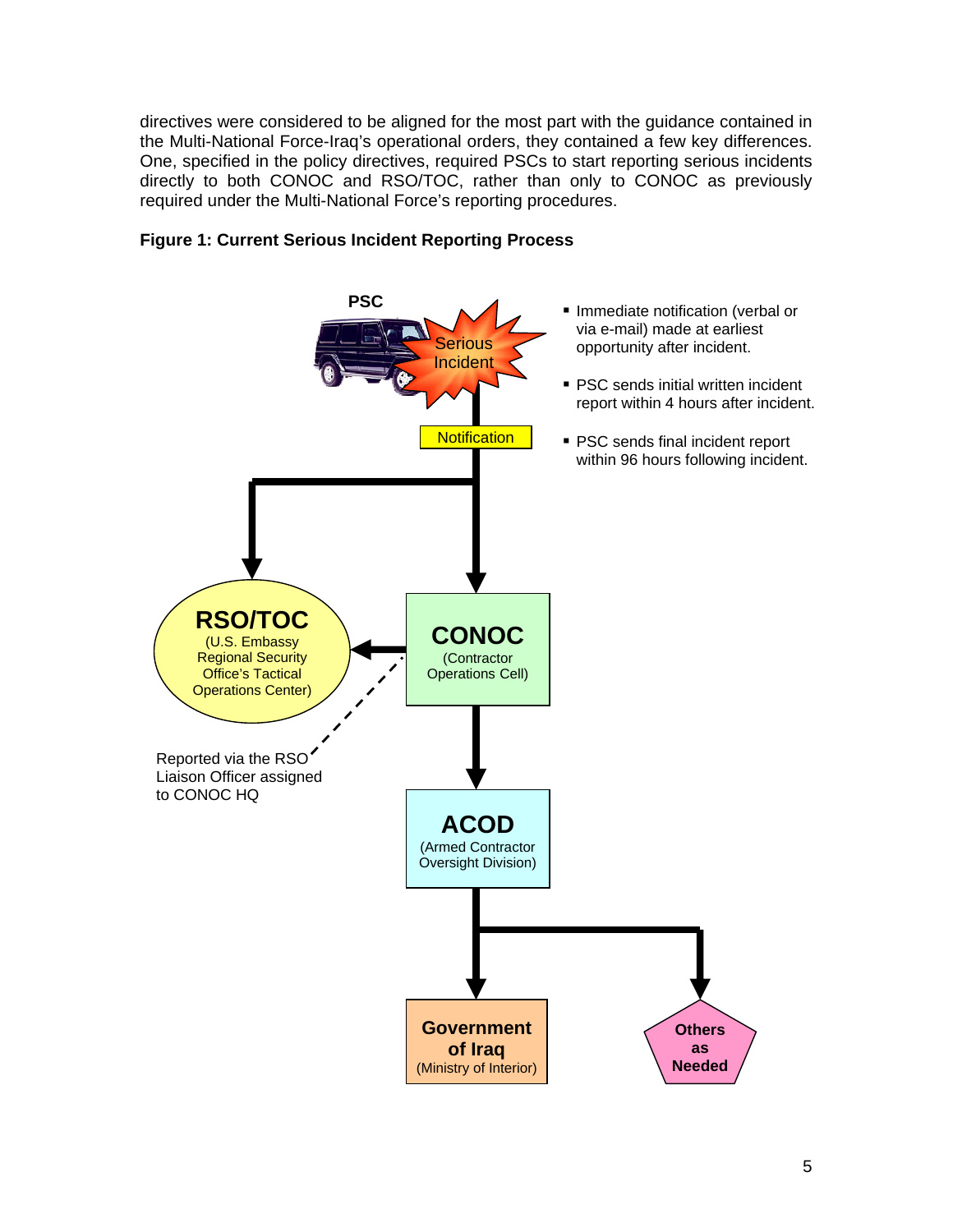directives were considered to be aligned for the most part with the guidance contained in the Multi-National Force-Iraq's operational orders, they contained a few key differences. One, specified in the policy directives, required PSCs to start reporting serious incidents directly to both CONOC and RSO/TOC, rather than only to CONOC as previously required under the Multi-National Force's reporting procedures.

**Figure 1: Current Serious Incident Reporting Process**

PSC

Serious Incident

Notification

- Immediate notification (verbal or via e-mail) made at earliest opportunity after incident.
- PSC sends initial written incident report within 4 hours after incident.
- PSC sends final incident report within 96 hours following incident.

**RSO/TOC** (U.S. Embassy Regional Security Office's Tactical Operations Center)

**CONOC** (Contractor Operations Cell)

Reported via the RSO Liaison Officer assigned to CONOC HQ

**ACOD** (Armed Contractor Oversight Division)

**Government of Iraq** (Ministry of Interior)

**Others as Needed**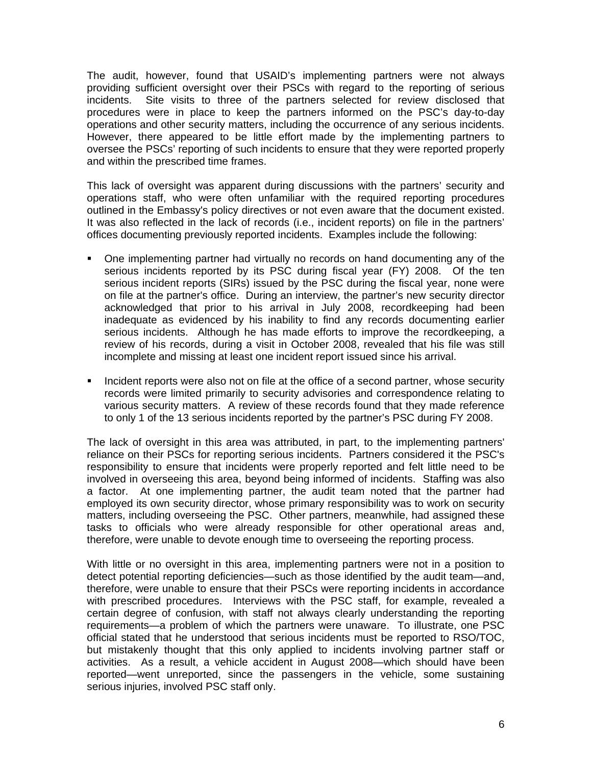The audit, however, found that USAID's implementing partners were not always providing sufficient oversight over their PSCs with regard to the reporting of serious incidents. Site visits to three of the partners selected for review disclosed that procedures were in place to keep the partners informed on the PSC's day-to-day operations and other security matters, including the occurrence of any serious incidents. However, there appeared to be little effort made by the implementing partners to oversee the PSCs' reporting of such incidents to ensure that they were reported properly and within the prescribed time frames.

This lack of oversight was apparent during discussions with the partners' security and operations staff, who were often unfamiliar with the required reporting procedures outlined in the Embassy's policy directives or not even aware that the document existed. It was also reflected in the lack of records (i.e., incident reports) on file in the partners' offices documenting previously reported incidents. Examples include the following:

- One implementing partner had virtually no records on hand documenting any of the serious incidents reported by its PSC during fiscal year (FY) 2008. Of the ten serious incident reports (SIRs) issued by the PSC during the fiscal year, none were on file at the partner's office. During an interview, the partner's new security director acknowledged that prior to his arrival in July 2008, recordkeeping had been inadequate as evidenced by his inability to find any records documenting earlier serious incidents. Although he has made efforts to improve the recordkeeping, a review of his records, during a visit in October 2008, revealed that his file was still incomplete and missing at least one incident report issued since his arrival.

- Incident reports were also not on file at the office of a second partner, whose security records were limited primarily to security advisories and correspondence relating to various security matters. A review of these records found that they made reference to only 1 of the 13 serious incidents reported by the partner's PSC during FY 2008.

The lack of oversight in this area was attributed, in part, to the implementing partners' reliance on their PSCs for reporting serious incidents. Partners considered it the PSC's responsibility to ensure that incidents were properly reported and felt little need to be involved in overseeing this area, beyond being informed of incidents. Staffing was also a factor. At one implementing partner, the audit team noted that the partner had employed its own security director, whose primary responsibility was to work on security matters, including overseeing the PSC. Other partners, meanwhile, had assigned these tasks to officials who were already responsible for other operational areas and, therefore, were unable to devote enough time to overseeing the reporting process.

With little or no oversight in this area, implementing partners were not in a position to detect potential reporting deficiencies—such as those identified by the audit team—and, therefore, were unable to ensure that their PSCs were reporting incidents in accordance with prescribed procedures. Interviews with the PSC staff, for example, revealed a certain degree of confusion, with staff not always clearly understanding the reporting requirements—a problem of which the partners were unaware. To illustrate, one PSC official stated that he understood that serious incidents must be reported to RSO/TOC, but mistakenly thought that this only applied to incidents involving partner staff or activities. As a result, a vehicle accident in August 2008—which should have been reported—went unreported, since the passengers in the vehicle, some sustaining serious injuries, involved PSC staff only.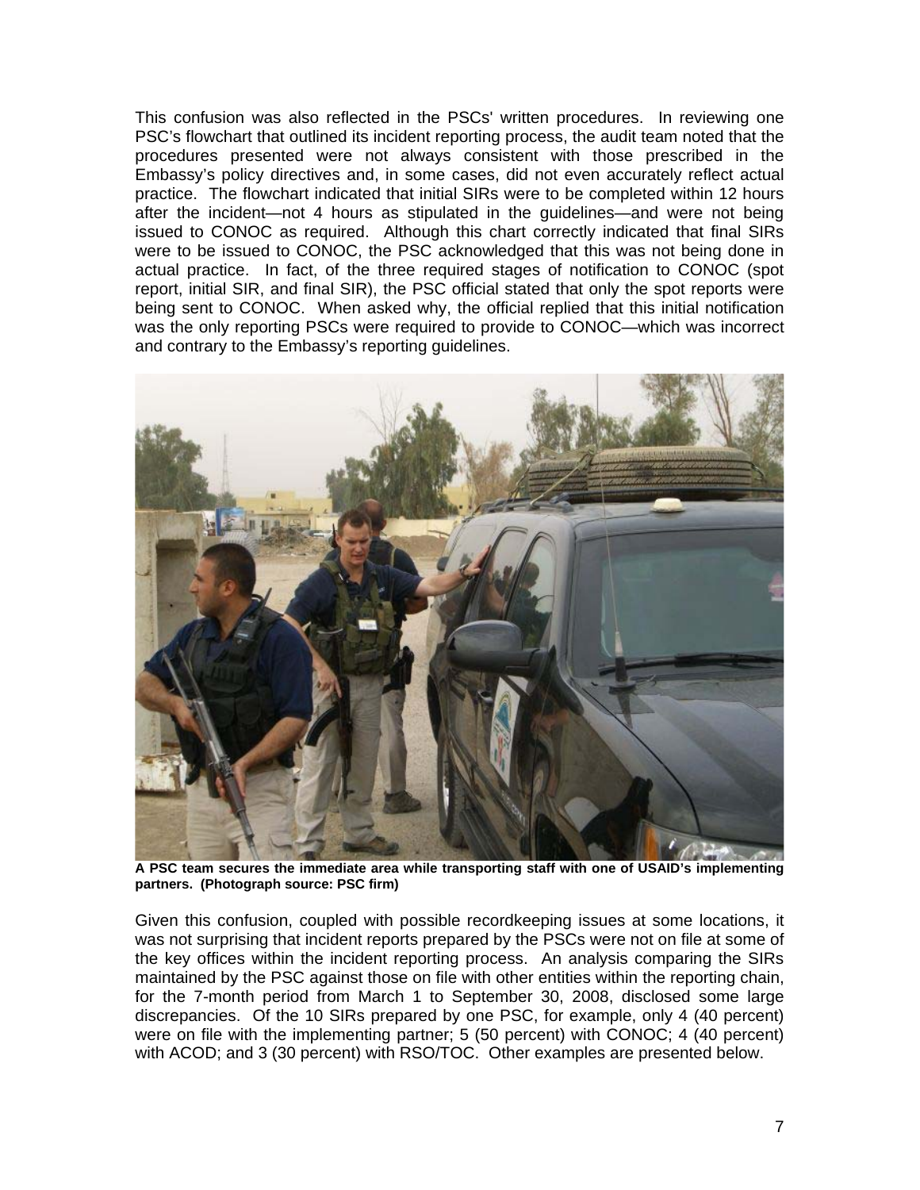This confusion was also reflected in the PSCs' written procedures. In reviewing one PSC's flowchart that outlined its incident reporting process, the audit team noted that the procedures presented were not always consistent with those prescribed in the Embassy's policy directives and, in some cases, did not even accurately reflect actual practice. The flowchart indicated that initial SIRs were to be completed within 12 hours after the incident—not 4 hours as stipulated in the guidelines—and were not being issued to CONOC as required. Although this chart correctly indicated that final SIRs were to be issued to CONOC, the PSC acknowledged that this was not being done in actual practice. In fact, of the three required stages of notification to CONOC (spot report, initial SIR, and final SIR), the PSC official stated that only the spot reports were being sent to CONOC. When asked why, the official replied that this initial notification was the only reporting PSCs were required to provide to CONOC—which was incorrect and contrary to the Embassy's reporting guidelines.

**A PSC team secures the immediate area while transporting staff with one of USAID's implementing partners. (Photograph source: PSC firm)**

Given this confusion, coupled with possible recordkeeping issues at some locations, it was not surprising that incident reports prepared by the PSCs were not on file at some of the key offices within the incident reporting process. An analysis comparing the SIRs maintained by the PSC against those on file with other entities within the reporting chain, for the 7-month period from March 1 to September 30, 2008, disclosed some large discrepancies. Of the 10 SIRs prepared by one PSC, for example, only 4 (40 percent) were on file with the implementing partner; 5 (50 percent) with CONOC; 4 (40 percent) with ACOD; and 3 (30 percent) with RSO/TOC. Other examples are presented below.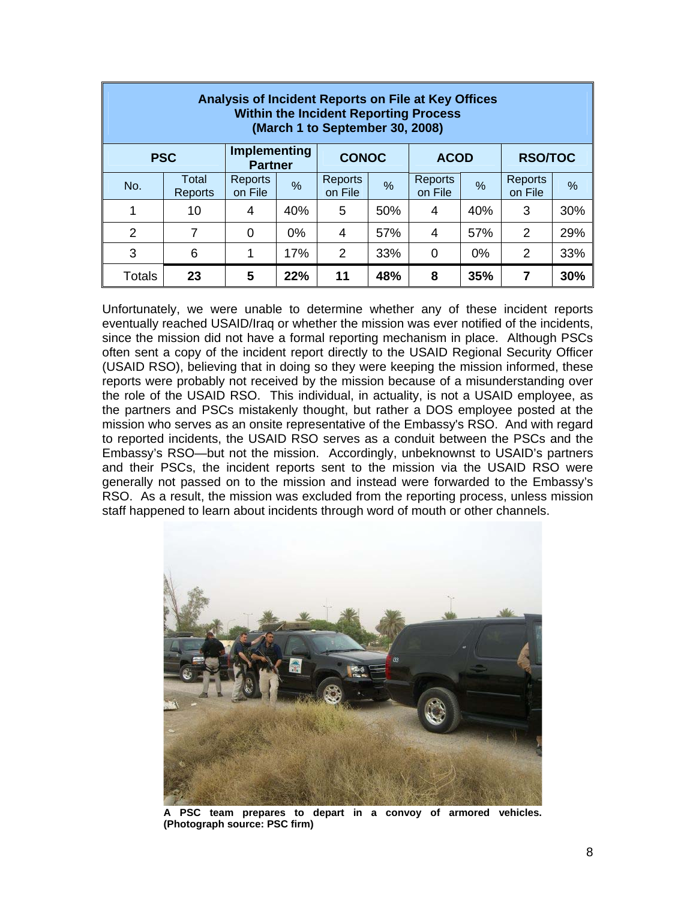| Analysis of Incident Reports on File at Key Offices Within the Incident Reporting Process (March 1 to September 30, 2008) | | | | | | | | | |
|---|---|---|---|---|---|---|---|---|---|
| **PSC** | | **Implementing Partner** | | **CONOC** | | **ACOD** | | **RSO/TOC** | |
| No. | Total Reports | Reports on File | % | Reports on File | % | Reports on File | % | Reports on File | % |
| 1 | 10 | 4 | 40% | 5 | 50% | 4 | 40% | 3 | 30% |
| 2 | 7 | 0 | 0% | 4 | 57% | 4 | 57% | 2 | 29% |
| 3 | 6 | 1 | 17% | 2 | 33% | 0 | 0% | 2 | 33% |
| Totals | **23** | **5** | **22%** | **11** | **48%** | **8** | **35%** | **7** | **30%** |

Unfortunately, we were unable to determine whether any of these incident reports eventually reached USAID/Iraq or whether the mission was ever notified of the incidents, since the mission did not have a formal reporting mechanism in place. Although PSCs often sent a copy of the incident report directly to the USAID Regional Security Officer (USAID RSO), believing that in doing so they were keeping the mission informed, these reports were probably not received by the mission because of a misunderstanding over the role of the USAID RSO. This individual, in actuality, is not a USAID employee, as the partners and PSCs mistakenly thought, but rather a DOS employee posted at the mission who serves as an onsite representative of the Embassy's RSO. And with regard to reported incidents, the USAID RSO serves as a conduit between the PSCs and the Embassy's RSO—but not the mission. Accordingly, unbeknownst to USAID's partners and their PSCs, the incident reports sent to the mission via the USAID RSO were generally not passed on to the mission and instead were forwarded to the Embassy's RSO. As a result, the mission was excluded from the reporting process, unless mission staff happened to learn about incidents through word of mouth or other channels.

**A PSC team prepares to depart in a convoy of armored vehicles. (Photograph source: PSC firm)**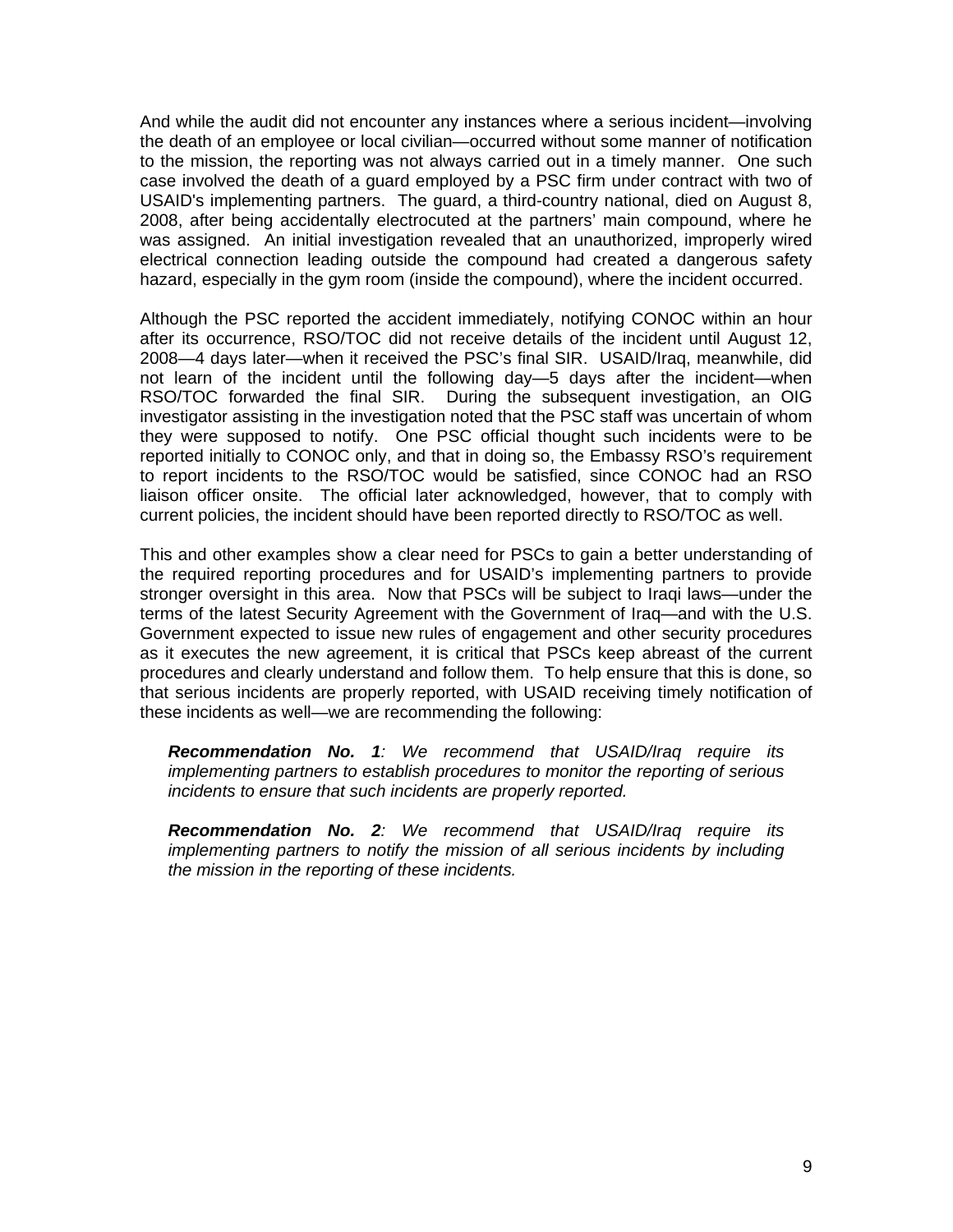And while the audit did not encounter any instances where a serious incident—involving the death of an employee or local civilian—occurred without some manner of notification to the mission, the reporting was not always carried out in a timely manner. One such case involved the death of a guard employed by a PSC firm under contract with two of USAID's implementing partners. The guard, a third-country national, died on August 8, 2008, after being accidentally electrocuted at the partners' main compound, where he was assigned. An initial investigation revealed that an unauthorized, improperly wired electrical connection leading outside the compound had created a dangerous safety hazard, especially in the gym room (inside the compound), where the incident occurred.

Although the PSC reported the accident immediately, notifying CONOC within an hour after its occurrence, RSO/TOC did not receive details of the incident until August 12, 2008—4 days later—when it received the PSC's final SIR. USAID/Iraq, meanwhile, did not learn of the incident until the following day—5 days after the incident—when RSO/TOC forwarded the final SIR. During the subsequent investigation, an OIG investigator assisting in the investigation noted that the PSC staff was uncertain of whom they were supposed to notify. One PSC official thought such incidents were to be reported initially to CONOC only, and that in doing so, the Embassy RSO's requirement to report incidents to the RSO/TOC would be satisfied, since CONOC had an RSO liaison officer onsite. The official later acknowledged, however, that to comply with current policies, the incident should have been reported directly to RSO/TOC as well.

This and other examples show a clear need for PSCs to gain a better understanding of the required reporting procedures and for USAID's implementing partners to provide stronger oversight in this area. Now that PSCs will be subject to Iraqi laws—under the terms of the latest Security Agreement with the Government of Iraq—and with the U.S. Government expected to issue new rules of engagement and other security procedures as it executes the new agreement, it is critical that PSCs keep abreast of the current procedures and clearly understand and follow them. To help ensure that this is done, so that serious incidents are properly reported, with USAID receiving timely notification of these incidents as well—we are recommending the following:

> ***Recommendation No. 1****: We recommend that USAID/Iraq require its implementing partners to establish procedures to monitor the reporting of serious incidents to ensure that such incidents are properly reported.*
>
> ***Recommendation No. 2****: We recommend that USAID/Iraq require its implementing partners to notify the mission of all serious incidents by including the mission in the reporting of these incidents.*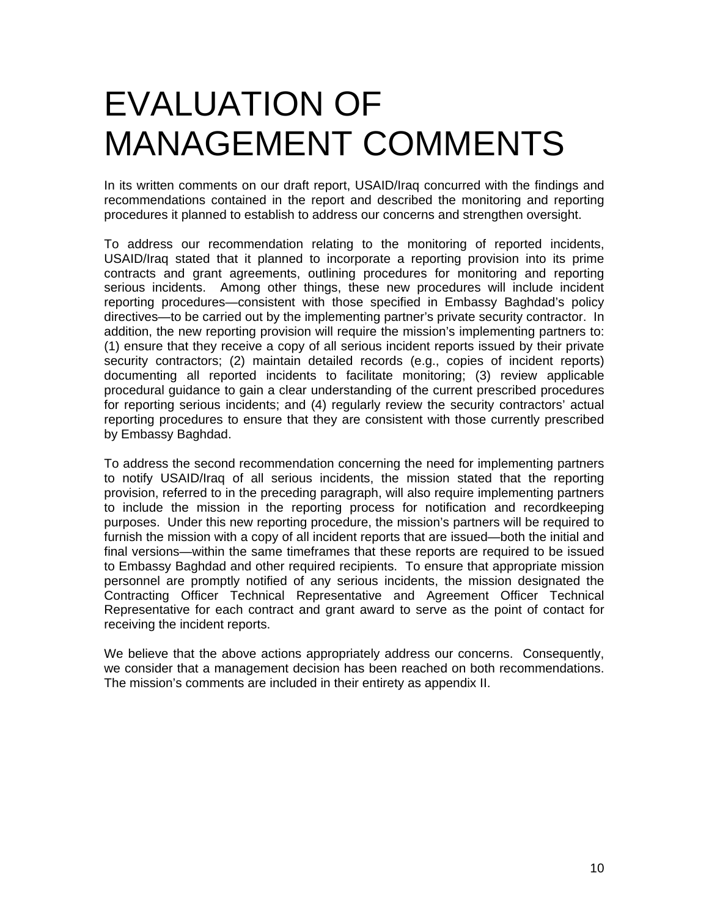# EVALUATION OF MANAGEMENT COMMENTS

In its written comments on our draft report, USAID/Iraq concurred with the findings and recommendations contained in the report and described the monitoring and reporting procedures it planned to establish to address our concerns and strengthen oversight.

To address our recommendation relating to the monitoring of reported incidents, USAID/Iraq stated that it planned to incorporate a reporting provision into its prime contracts and grant agreements, outlining procedures for monitoring and reporting serious incidents. Among other things, these new procedures will include incident reporting procedures—consistent with those specified in Embassy Baghdad's policy directives—to be carried out by the implementing partner's private security contractor. In addition, the new reporting provision will require the mission's implementing partners to: (1) ensure that they receive a copy of all serious incident reports issued by their private security contractors; (2) maintain detailed records (e.g., copies of incident reports) documenting all reported incidents to facilitate monitoring; (3) review applicable procedural guidance to gain a clear understanding of the current prescribed procedures for reporting serious incidents; and (4) regularly review the security contractors' actual reporting procedures to ensure that they are consistent with those currently prescribed by Embassy Baghdad.

To address the second recommendation concerning the need for implementing partners to notify USAID/Iraq of all serious incidents, the mission stated that the reporting provision, referred to in the preceding paragraph, will also require implementing partners to include the mission in the reporting process for notification and recordkeeping purposes. Under this new reporting procedure, the mission's partners will be required to furnish the mission with a copy of all incident reports that are issued—both the initial and final versions—within the same timeframes that these reports are required to be issued to Embassy Baghdad and other required recipients. To ensure that appropriate mission personnel are promptly notified of any serious incidents, the mission designated the Contracting Officer Technical Representative and Agreement Officer Technical Representative for each contract and grant award to serve as the point of contact for receiving the incident reports.

We believe that the above actions appropriately address our concerns. Consequently, we consider that a management decision has been reached on both recommendations. The mission's comments are included in their entirety as appendix II.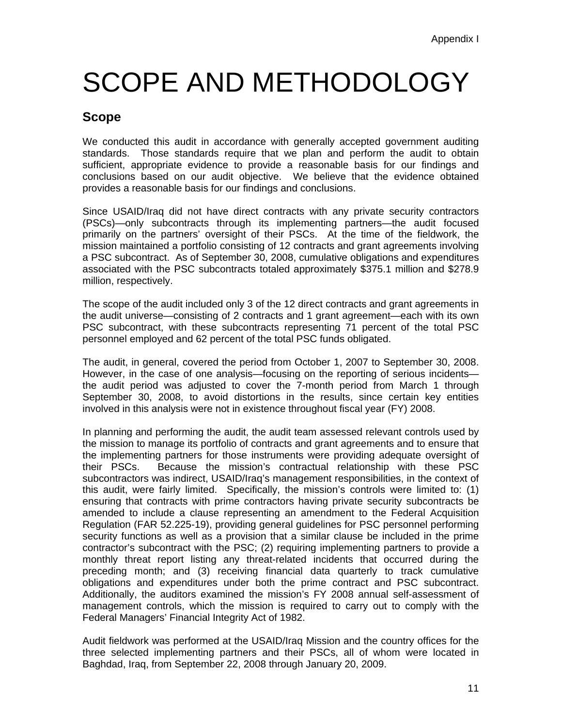Appendix I

# SCOPE AND METHODOLOGY

## Scope

We conducted this audit in accordance with generally accepted government auditing standards. Those standards require that we plan and perform the audit to obtain sufficient, appropriate evidence to provide a reasonable basis for our findings and conclusions based on our audit objective. We believe that the evidence obtained provides a reasonable basis for our findings and conclusions.

Since USAID/Iraq did not have direct contracts with any private security contractors (PSCs)—only subcontracts through its implementing partners—the audit focused primarily on the partners' oversight of their PSCs. At the time of the fieldwork, the mission maintained a portfolio consisting of 12 contracts and grant agreements involving a PSC subcontract. As of September 30, 2008, cumulative obligations and expenditures associated with the PSC subcontracts totaled approximately $375.1 million and $278.9 million, respectively.

The scope of the audit included only 3 of the 12 direct contracts and grant agreements in the audit universe—consisting of 2 contracts and 1 grant agreement—each with its own PSC subcontract, with these subcontracts representing 71 percent of the total PSC personnel employed and 62 percent of the total PSC funds obligated.

The audit, in general, covered the period from October 1, 2007 to September 30, 2008. However, in the case of one analysis—focusing on the reporting of serious incidents—the audit period was adjusted to cover the 7-month period from March 1 through September 30, 2008, to avoid distortions in the results, since certain key entities involved in this analysis were not in existence throughout fiscal year (FY) 2008.

In planning and performing the audit, the audit team assessed relevant controls used by the mission to manage its portfolio of contracts and grant agreements and to ensure that the implementing partners for those instruments were providing adequate oversight of their PSCs. Because the mission's contractual relationship with these PSC subcontractors was indirect, USAID/Iraq's management responsibilities, in the context of this audit, were fairly limited. Specifically, the mission's controls were limited to: (1) ensuring that contracts with prime contractors having private security subcontracts be amended to include a clause representing an amendment to the Federal Acquisition Regulation (FAR 52.225-19), providing general guidelines for PSC personnel performing security functions as well as a provision that a similar clause be included in the prime contractor's subcontract with the PSC; (2) requiring implementing partners to provide a monthly threat report listing any threat-related incidents that occurred during the preceding month; and (3) receiving financial data quarterly to track cumulative obligations and expenditures under both the prime contract and PSC subcontract. Additionally, the auditors examined the mission's FY 2008 annual self-assessment of management controls, which the mission is required to carry out to comply with the Federal Managers' Financial Integrity Act of 1982.

Audit fieldwork was performed at the USAID/Iraq Mission and the country offices for the three selected implementing partners and their PSCs, all of whom were located in Baghdad, Iraq, from September 22, 2008 through January 20, 2009.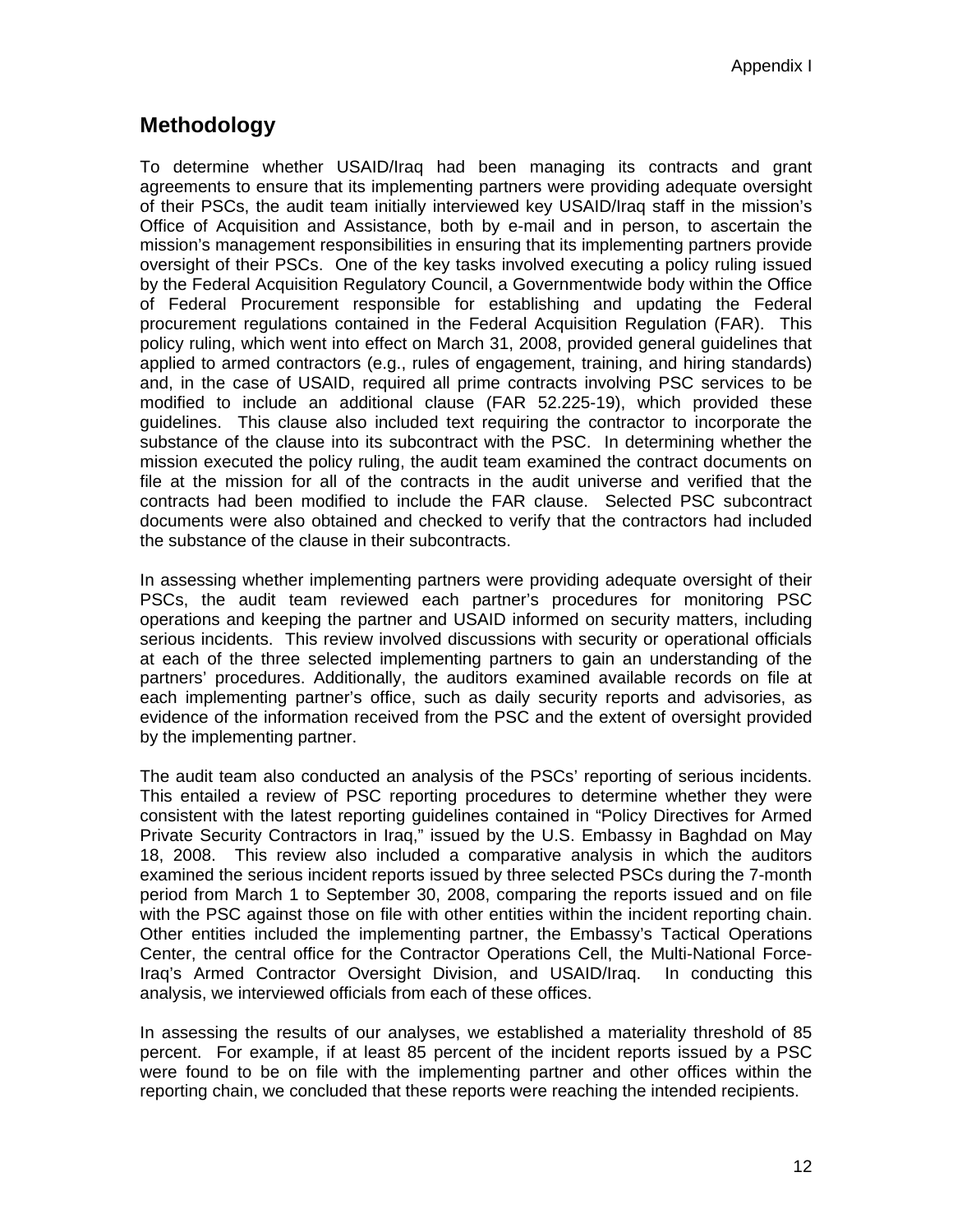# Methodology

To determine whether USAID/Iraq had been managing its contracts and grant agreements to ensure that its implementing partners were providing adequate oversight of their PSCs, the audit team initially interviewed key USAID/Iraq staff in the mission's Office of Acquisition and Assistance, both by e-mail and in person, to ascertain the mission's management responsibilities in ensuring that its implementing partners provide oversight of their PSCs. One of the key tasks involved executing a policy ruling issued by the Federal Acquisition Regulatory Council, a Governmentwide body within the Office of Federal Procurement responsible for establishing and updating the Federal procurement regulations contained in the Federal Acquisition Regulation (FAR). This policy ruling, which went into effect on March 31, 2008, provided general guidelines that applied to armed contractors (e.g., rules of engagement, training, and hiring standards) and, in the case of USAID, required all prime contracts involving PSC services to be modified to include an additional clause (FAR 52.225-19), which provided these guidelines. This clause also included text requiring the contractor to incorporate the substance of the clause into its subcontract with the PSC. In determining whether the mission executed the policy ruling, the audit team examined the contract documents on file at the mission for all of the contracts in the audit universe and verified that the contracts had been modified to include the FAR clause. Selected PSC subcontract documents were also obtained and checked to verify that the contractors had included the substance of the clause in their subcontracts.

In assessing whether implementing partners were providing adequate oversight of their PSCs, the audit team reviewed each partner's procedures for monitoring PSC operations and keeping the partner and USAID informed on security matters, including serious incidents. This review involved discussions with security or operational officials at each of the three selected implementing partners to gain an understanding of the partners' procedures. Additionally, the auditors examined available records on file at each implementing partner's office, such as daily security reports and advisories, as evidence of the information received from the PSC and the extent of oversight provided by the implementing partner.

The audit team also conducted an analysis of the PSCs' reporting of serious incidents. This entailed a review of PSC reporting procedures to determine whether they were consistent with the latest reporting guidelines contained in "Policy Directives for Armed Private Security Contractors in Iraq," issued by the U.S. Embassy in Baghdad on May 18, 2008. This review also included a comparative analysis in which the auditors examined the serious incident reports issued by three selected PSCs during the 7-month period from March 1 to September 30, 2008, comparing the reports issued and on file with the PSC against those on file with other entities within the incident reporting chain. Other entities included the implementing partner, the Embassy's Tactical Operations Center, the central office for the Contractor Operations Cell, the Multi-National Force-Iraq's Armed Contractor Oversight Division, and USAID/Iraq. In conducting this analysis, we interviewed officials from each of these offices.

In assessing the results of our analyses, we established a materiality threshold of 85 percent. For example, if at least 85 percent of the incident reports issued by a PSC were found to be on file with the implementing partner and other offices within the reporting chain, we concluded that these reports were reaching the intended recipients.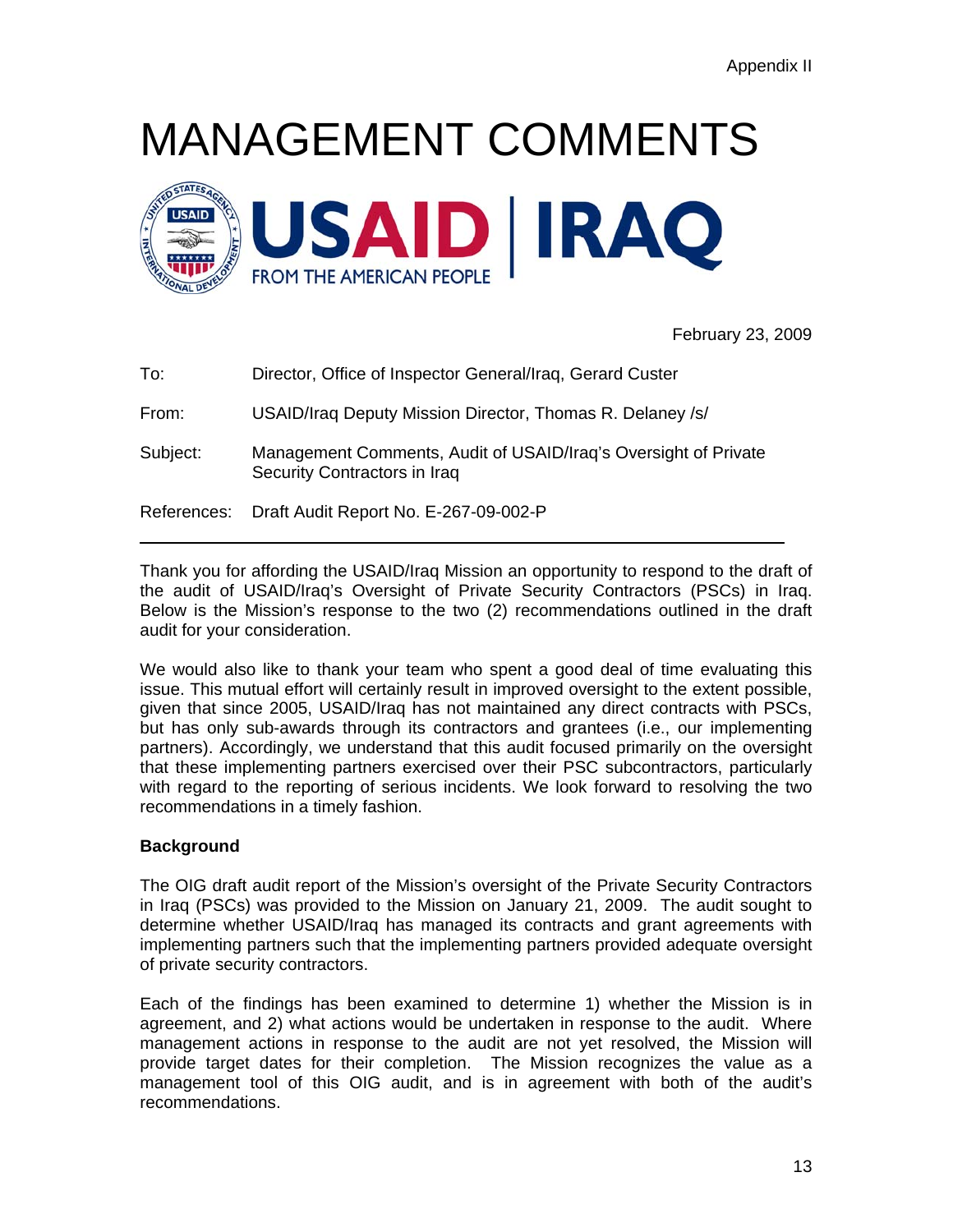Appendix II

# MANAGEMENT COMMENTS

USAID | IRAQ
FROM THE AMERICAN PEOPLE

February 23, 2009

To: Director, Office of Inspector General/Iraq, Gerard Custer

From: USAID/Iraq Deputy Mission Director, Thomas R. Delaney /s/

Subject: Management Comments, Audit of USAID/Iraq's Oversight of Private Security Contractors in Iraq

References: Draft Audit Report No. E-267-09-002-P

---

Thank you for affording the USAID/Iraq Mission an opportunity to respond to the draft of the audit of USAID/Iraq's Oversight of Private Security Contractors (PSCs) in Iraq. Below is the Mission's response to the two (2) recommendations outlined in the draft audit for your consideration.

We would also like to thank your team who spent a good deal of time evaluating this issue. This mutual effort will certainly result in improved oversight to the extent possible, given that since 2005, USAID/Iraq has not maintained any direct contracts with PSCs, but has only sub-awards through its contractors and grantees (i.e., our implementing partners). Accordingly, we understand that this audit focused primarily on the oversight that these implementing partners exercised over their PSC subcontractors, particularly with regard to the reporting of serious incidents. We look forward to resolving the two recommendations in a timely fashion.

**Background**

The OIG draft audit report of the Mission's oversight of the Private Security Contractors in Iraq (PSCs) was provided to the Mission on January 21, 2009. The audit sought to determine whether USAID/Iraq has managed its contracts and grant agreements with implementing partners such that the implementing partners provided adequate oversight of private security contractors.

Each of the findings has been examined to determine 1) whether the Mission is in agreement, and 2) what actions would be undertaken in response to the audit. Where management actions in response to the audit are not yet resolved, the Mission will provide target dates for their completion. The Mission recognizes the value as a management tool of this OIG audit, and is in agreement with both of the audit's recommendations.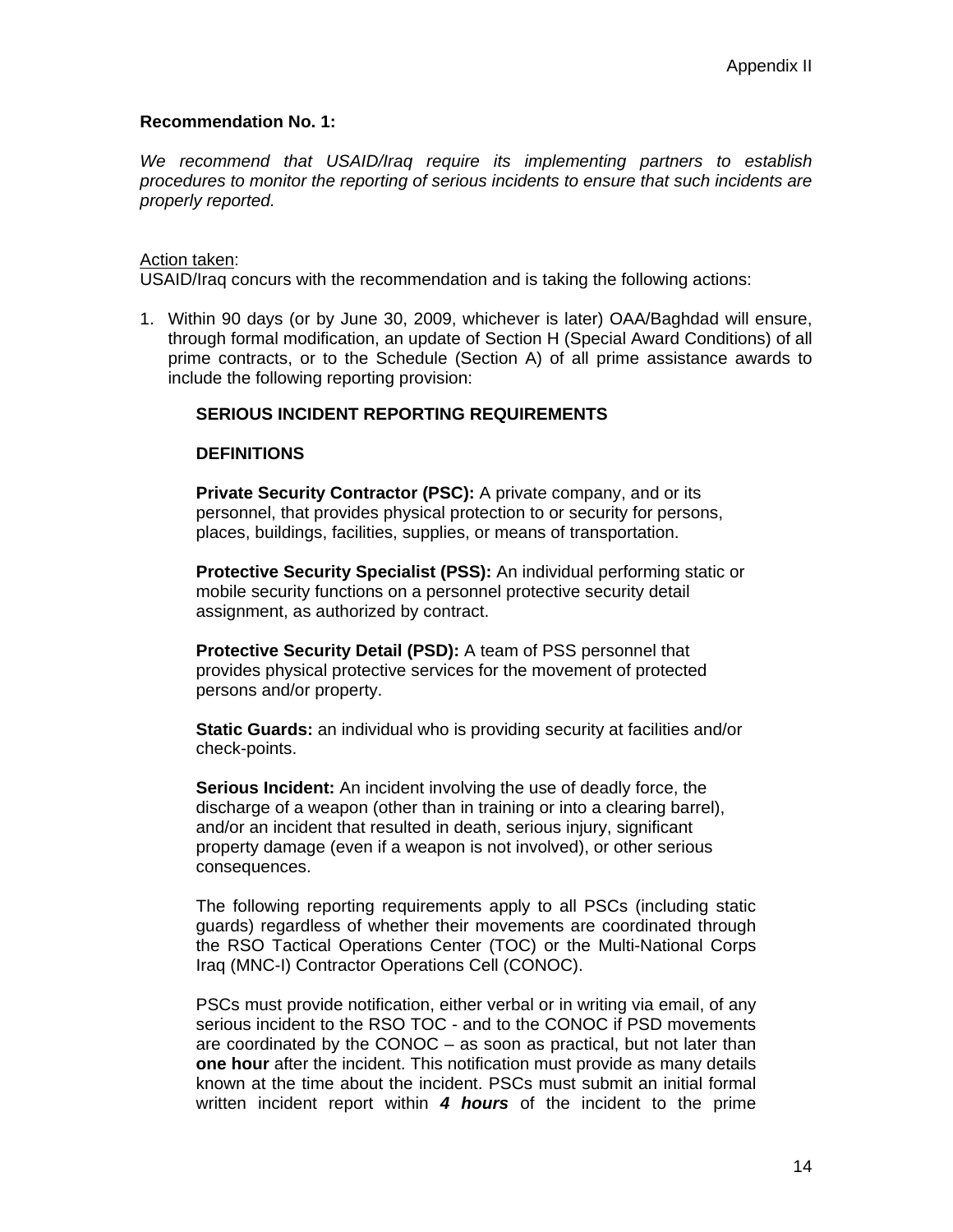Appendix II

**Recommendation No. 1:**

*We recommend that USAID/Iraq require its implementing partners to establish procedures to monitor the reporting of serious incidents to ensure that such incidents are properly reported.*

<u>Action taken</u>:
USAID/Iraq concurs with the recommendation and is taking the following actions:

1. Within 90 days (or by June 30, 2009, whichever is later) OAA/Baghdad will ensure, through formal modification, an update of Section H (Special Award Conditions) of all prime contracts, or to the Schedule (Section A) of all prime assistance awards to include the following reporting provision:

   **SERIOUS INCIDENT REPORTING REQUIREMENTS**

   **DEFINITIONS**

   **Private Security Contractor (PSC):** A private company, and or its personnel, that provides physical protection to or security for persons, places, buildings, facilities, supplies, or means of transportation.

   **Protective Security Specialist (PSS):** An individual performing static or mobile security functions on a personnel protective security detail assignment, as authorized by contract.

   **Protective Security Detail (PSD):** A team of PSS personnel that provides physical protective services for the movement of protected persons and/or property.

   **Static Guards:** an individual who is providing security at facilities and/or check-points.

   **Serious Incident:** An incident involving the use of deadly force, the discharge of a weapon (other than in training or into a clearing barrel), and/or an incident that resulted in death, serious injury, significant property damage (even if a weapon is not involved), or other serious consequences.

   The following reporting requirements apply to all PSCs (including static guards) regardless of whether their movements are coordinated through the RSO Tactical Operations Center (TOC) or the Multi-National Corps Iraq (MNC-I) Contractor Operations Cell (CONOC).

   PSCs must provide notification, either verbal or in writing via email, of any serious incident to the RSO TOC - and to the CONOC if PSD movements are coordinated by the CONOC – as soon as practical, but not later than **one hour** after the incident. This notification must provide as many details known at the time about the incident. PSCs must submit an initial formal written incident report within ***4 hours*** of the incident to the prime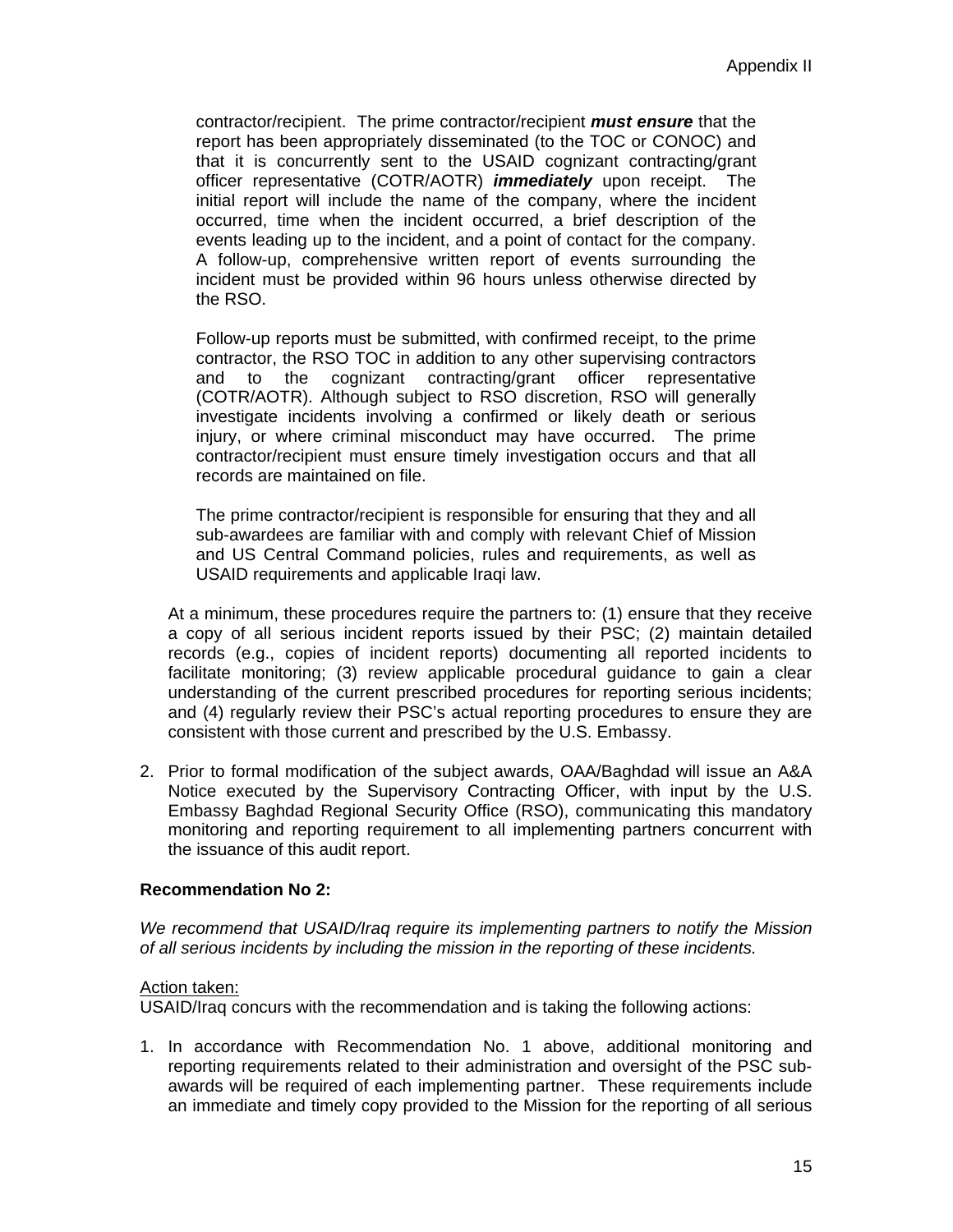contractor/recipient. The prime contractor/recipient ***must ensure*** that the report has been appropriately disseminated (to the TOC or CONOC) and that it is concurrently sent to the USAID cognizant contracting/grant officer representative (COTR/AOTR) ***immediately*** upon receipt. The initial report will include the name of the company, where the incident occurred, time when the incident occurred, a brief description of the events leading up to the incident, and a point of contact for the company. A follow-up, comprehensive written report of events surrounding the incident must be provided within 96 hours unless otherwise directed by the RSO.

Follow-up reports must be submitted, with confirmed receipt, to the prime contractor, the RSO TOC in addition to any other supervising contractors and to the cognizant contracting/grant officer representative (COTR/AOTR). Although subject to RSO discretion, RSO will generally investigate incidents involving a confirmed or likely death or serious injury, or where criminal misconduct may have occurred. The prime contractor/recipient must ensure timely investigation occurs and that all records are maintained on file.

The prime contractor/recipient is responsible for ensuring that they and all sub-awardees are familiar with and comply with relevant Chief of Mission and US Central Command policies, rules and requirements, as well as USAID requirements and applicable Iraqi law.

At a minimum, these procedures require the partners to: (1) ensure that they receive a copy of all serious incident reports issued by their PSC; (2) maintain detailed records (e.g., copies of incident reports) documenting all reported incidents to facilitate monitoring; (3) review applicable procedural guidance to gain a clear understanding of the current prescribed procedures for reporting serious incidents; and (4) regularly review their PSC's actual reporting procedures to ensure they are consistent with those current and prescribed by the U.S. Embassy.

2. Prior to formal modification of the subject awards, OAA/Baghdad will issue an A&A Notice executed by the Supervisory Contracting Officer, with input by the U.S. Embassy Baghdad Regional Security Office (RSO), communicating this mandatory monitoring and reporting requirement to all implementing partners concurrent with the issuance of this audit report.

**Recommendation No 2:**

*We recommend that USAID/Iraq require its implementing partners to notify the Mission of all serious incidents by including the mission in the reporting of these incidents.*

Action taken:
USAID/Iraq concurs with the recommendation and is taking the following actions:

1. In accordance with Recommendation No. 1 above, additional monitoring and reporting requirements related to their administration and oversight of the PSC sub-awards will be required of each implementing partner. These requirements include an immediate and timely copy provided to the Mission for the reporting of all serious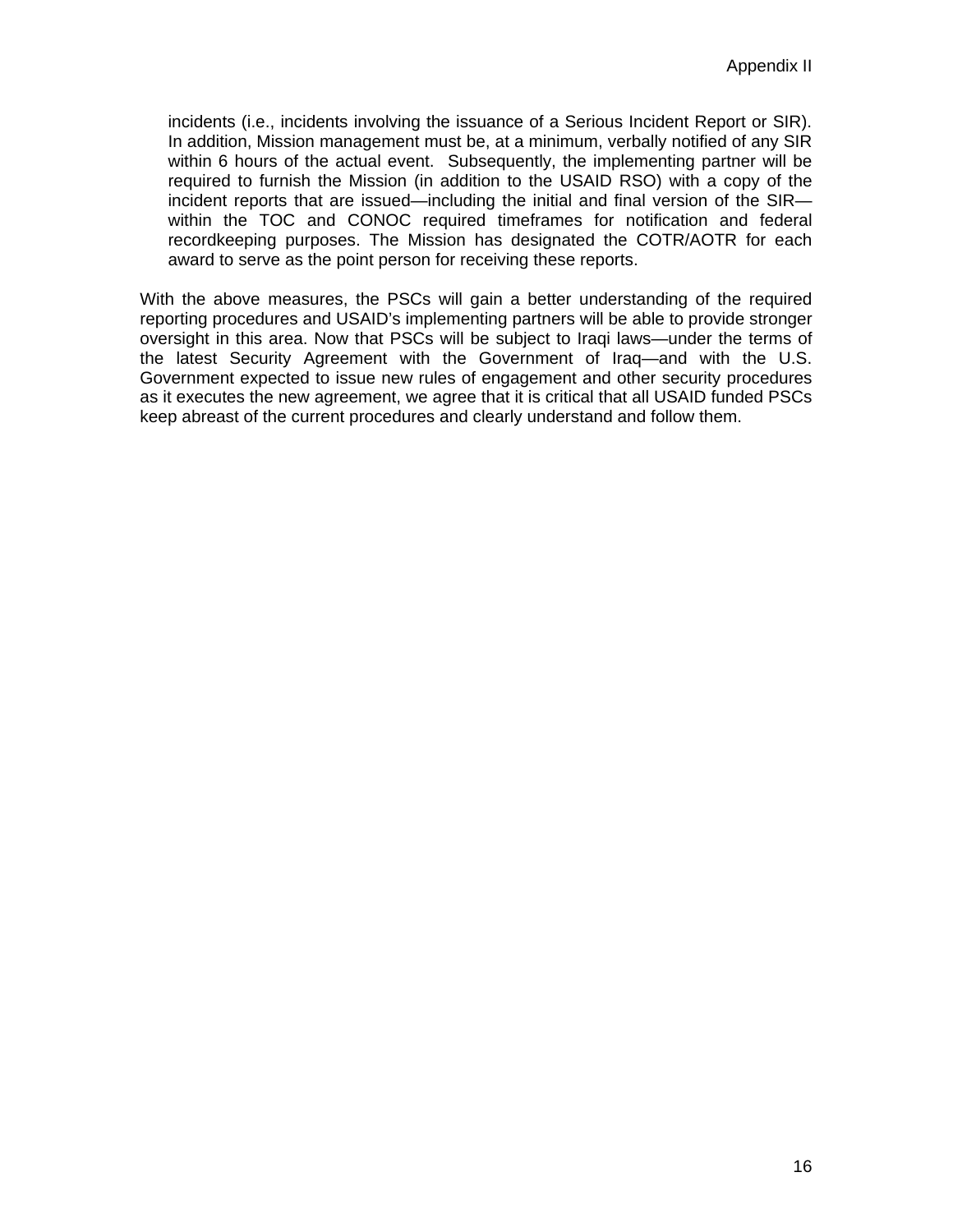incidents (i.e., incidents involving the issuance of a Serious Incident Report or SIR). In addition, Mission management must be, at a minimum, verbally notified of any SIR within 6 hours of the actual event. Subsequently, the implementing partner will be required to furnish the Mission (in addition to the USAID RSO) with a copy of the incident reports that are issued—including the initial and final version of the SIR—within the TOC and CONOC required timeframes for notification and federal recordkeeping purposes. The Mission has designated the COTR/AOTR for each award to serve as the point person for receiving these reports.

With the above measures, the PSCs will gain a better understanding of the required reporting procedures and USAID's implementing partners will be able to provide stronger oversight in this area. Now that PSCs will be subject to Iraqi laws—under the terms of the latest Security Agreement with the Government of Iraq—and with the U.S. Government expected to issue new rules of engagement and other security procedures as it executes the new agreement, we agree that it is critical that all USAID funded PSCs keep abreast of the current procedures and clearly understand and follow them.